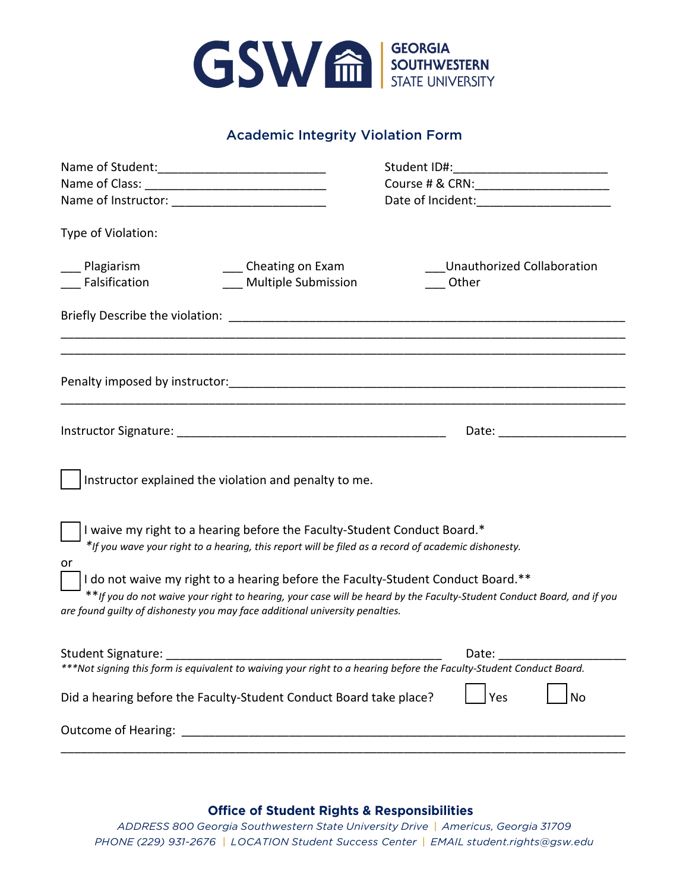GSW | GEORGIA SOUTHWESTERN STATE UNIVERSITY

# Academic Integrity Violation Form

Name of Student:_________________________ Student ID#:______________________

Name of Class: ___________________________ Course # & CRN:___________________

Name of Instructor: _______________________ Date of Incident:___________________

Type of Violation:

___ Plagiarism ___ Cheating on Exam ___Unauthorized Collaboration

___ Falsification ___ Multiple Submission ___ Other

Briefly Describe the violation: ____________________________________________________________

_____________________________________________________________________________________

_____________________________________________________________________________________

Penalty imposed by instructor:______________________________________________________________

_____________________________________________________________________________________

Instructor Signature: ________________________________________ Date: ___________________

☐ Instructor explained the violation and penalty to me.

☐ I waive my right to a hearing before the Faculty-Student Conduct Board.*

*\*If you wave your right to a hearing, this report will be filed as a record of academic dishonesty.*

or

☐ I do not waive my right to a hearing before the Faculty-Student Conduct Board.**

*\*\*If you do not waive your right to hearing, your case will be heard by the Faculty-Student Conduct Board, and if you are found guilty of dishonesty you may face additional university penalties.*

Student Signature: __________________________________________ Date: ___________________

*\*\*\*Not signing this form is equivalent to waiving your right to a hearing before the Faculty-Student Conduct Board.*

Did a hearing before the Faculty-Student Conduct Board take place? ☐ Yes ☐ No

Outcome of Hearing: ___________________________________________________________________

_____________________________________________________________________________________

**Office of Student Rights & Responsibilities**

*ADDRESS 800 Georgia Southwestern State University Drive | Americus, Georgia 31709*

*PHONE (229) 931-2676 | LOCATION Student Success Center | EMAIL student.rights@gsw.edu*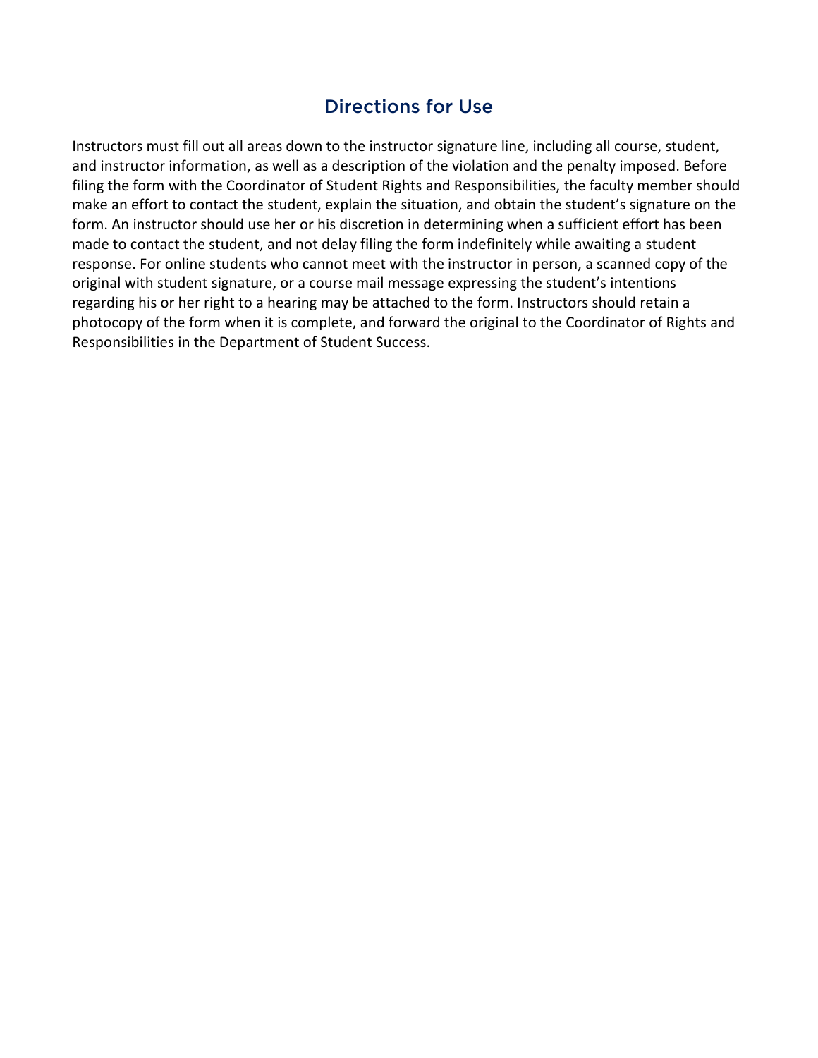## Directions for Use

Instructors must fill out all areas down to the instructor signature line, including all course, student, and instructor information, as well as a description of the violation and the penalty imposed. Before filing the form with the Coordinator of Student Rights and Responsibilities, the faculty member should make an effort to contact the student, explain the situation, and obtain the student's signature on the form. An instructor should use her or his discretion in determining when a sufficient effort has been made to contact the student, and not delay filing the form indefinitely while awaiting a student response. For online students who cannot meet with the instructor in person, a scanned copy of the original with student signature, or a course mail message expressing the student's intentions regarding his or her right to a hearing may be attached to the form. Instructors should retain a photocopy of the form when it is complete, and forward the original to the Coordinator of Rights and Responsibilities in the Department of Student Success.